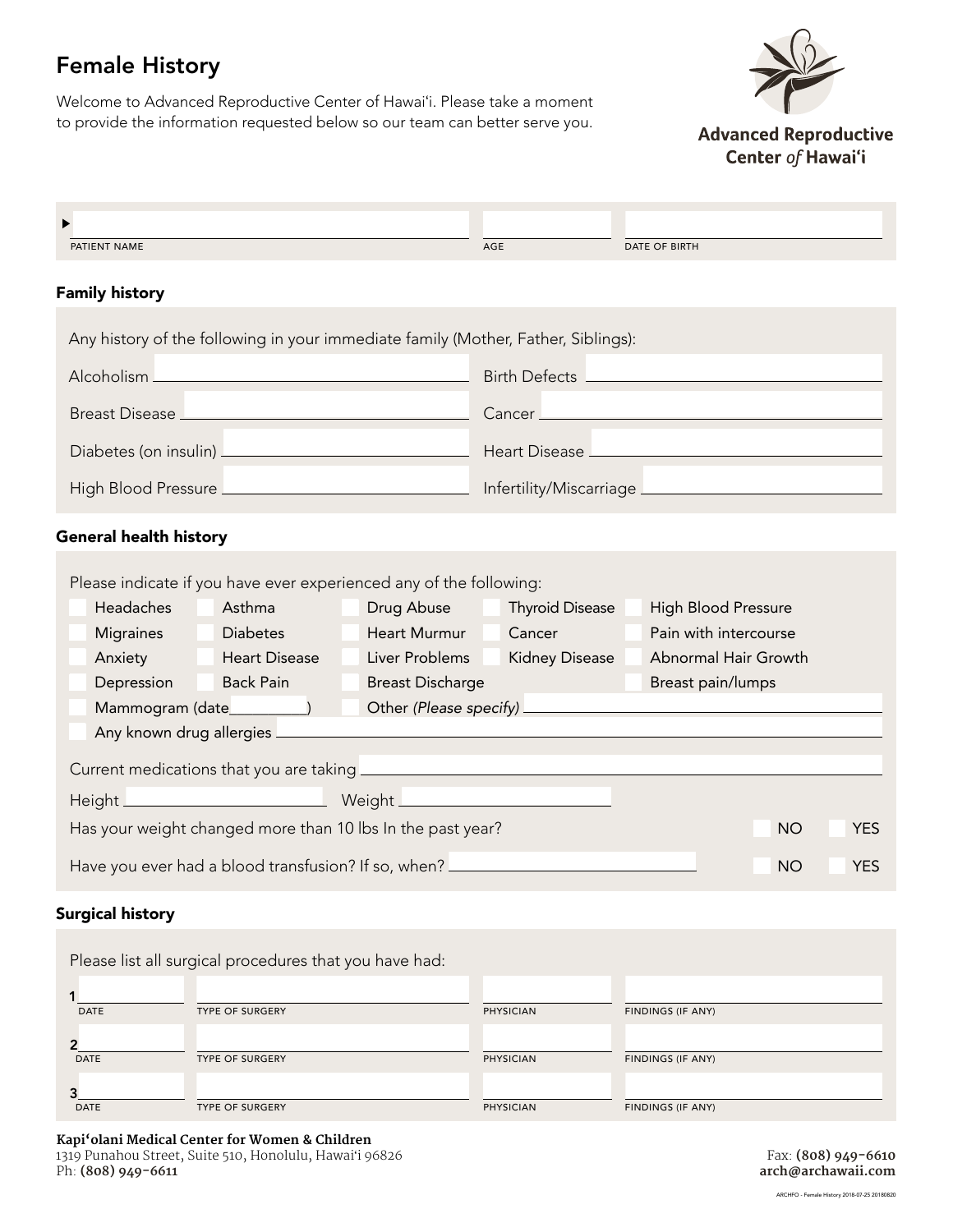# Female History

Welcome to Advanced Reproductive Center of Hawaiʻi. Please take a moment to provide the information requested below so our team can better serve you.

**Advanced Reproductive Center of Hawaiʻi**

| PATIENT NAME | AGE | DATE OF BIRTH |
|---|---|---|
| | | |

## Family history

Any history of the following in your immediate family (Mother, Father, Siblings):

Alcoholism ________________ Birth Defects ________________

Breast Disease ________________ Cancer ________________

Diabetes (on insulin) ________________ Heart Disease ________________

High Blood Pressure ________________ Infertility/Miscarriage ________________

## General health history

Please indicate if you have ever experienced any of the following:

- ☐ Headaches
- ☐ Asthma
- ☐ Drug Abuse
- ☐ Thyroid Disease
- ☐ High Blood Pressure
- ☐ Migraines
- ☐ Diabetes
- ☐ Heart Murmur
- ☐ Cancer
- ☐ Pain with intercourse
- ☐ Anxiety
- ☐ Heart Disease
- ☐ Liver Problems
- ☐ Kidney Disease
- ☐ Abnormal Hair Growth
- ☐ Depression
- ☐ Back Pain
- ☐ Breast Discharge
- ☐ Breast pain/lumps
- ☐ Mammogram (date__________)
- ☐ Other *(Please specify)* ________________
- ☐ Any known drug allergies ________________

Current medications that you are taking ________________

Height ________________ Weight ________________

Has your weight changed more than 10 lbs In the past year? ☐ NO ☐ YES

Have you ever had a blood transfusion? If so, when? ________________ ☐ NO ☐ YES

## Surgical history

Please list all surgical procedures that you have had:

| | DATE | TYPE OF SURGERY | PHYSICIAN | FINDINGS (IF ANY) |
|---|---|---|---|---|
| 1 | | | | |
| 2 | | | | |
| 3 | | | | |

**Kapiʻolani Medical Center for Women & Children**
1319 Punahou Street, Suite 510, Honolulu, Hawaiʻi 96826
Ph: **(808) 949-6611**

Fax: **(808) 949-6610**
**arch@archawaii.com**

ARCHFO - Female History 2018-07-25 20180820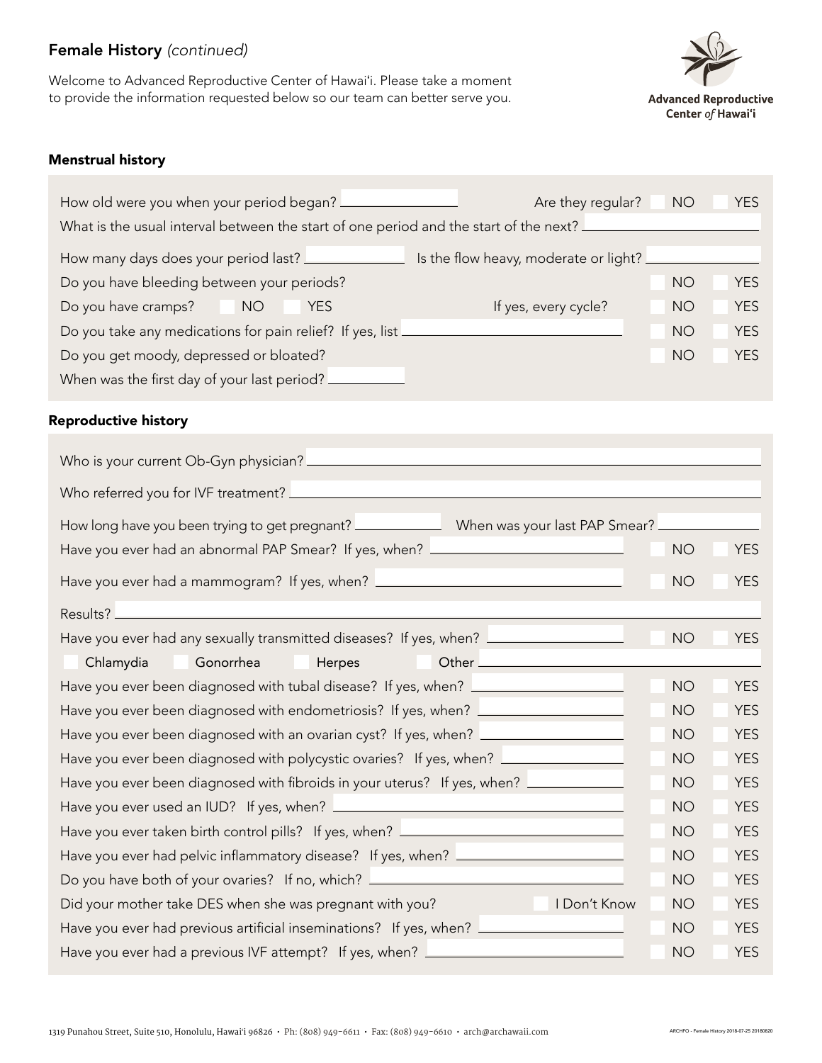## Female History *(continued)*

Welcome to Advanced Reproductive Center of Hawai'i. Please take a moment to provide the information requested below so our team can better serve you.

**Advanced Reproductive Center *of* Hawai'i**

### Menstrual history

How old were you when your period began? ________ Are they regular? ☐ NO ☐ YES

What is the usual interval between the start of one period and the start of the next? ________

How many days does your period last? ________ Is the flow heavy, moderate or light? ________

Do you have bleeding between your periods? ☐ NO ☐ YES

Do you have cramps? ☐ NO ☐ YES If yes, every cycle? ☐ NO ☐ YES

Do you take any medications for pain relief? If yes, list ________ ☐ NO ☐ YES

Do you get moody, depressed or bloated? ☐ NO ☐ YES

When was the first day of your last period? ________

### Reproductive history

Who is your current Ob-Gyn physician? ________

Who referred you for IVF treatment? ________

How long have you been trying to get pregnant? ________ When was your last PAP Smear? ________

Have you ever had an abnormal PAP Smear? If yes, when? ________ ☐ NO ☐ YES

Have you ever had a mammogram? If yes, when? ________ ☐ NO ☐ YES

Results? ________

Have you ever had any sexually transmitted diseases? If yes, when? ________ ☐ NO ☐ YES

☐ Chlamydia ☐ Gonorrhea ☐ Herpes ☐ Other ________

Have you ever been diagnosed with tubal disease? If yes, when? ________ ☐ NO ☐ YES

Have you ever been diagnosed with endometriosis? If yes, when? ________ ☐ NO ☐ YES

Have you ever been diagnosed with an ovarian cyst? If yes, when? ________ ☐ NO ☐ YES

Have you ever been diagnosed with polycystic ovaries? If yes, when? ________ ☐ NO ☐ YES

Have you ever been diagnosed with fibroids in your uterus? If yes, when? ________ ☐ NO ☐ YES

Have you ever used an IUD? If yes, when? ________ ☐ NO ☐ YES

Have you ever taken birth control pills? If yes, when? ________ ☐ NO ☐ YES

Have you ever had pelvic inflammatory disease? If yes, when? ________ ☐ NO ☐ YES

Do you have both of your ovaries? If no, which? ________ ☐ NO ☐ YES

Did your mother take DES when she was pregnant with you? ☐ I Don't Know ☐ NO ☐ YES

Have you ever had previous artificial inseminations? If yes, when? ________ ☐ NO ☐ YES

Have you ever had a previous IVF attempt? If yes, when? ________ ☐ NO ☐ YES

1319 Punahou Street, Suite 510, Honolulu, Hawai'i 96826 • Ph: (808) 949-6611 • Fax: (808) 949-6610 • arch@archawaii.com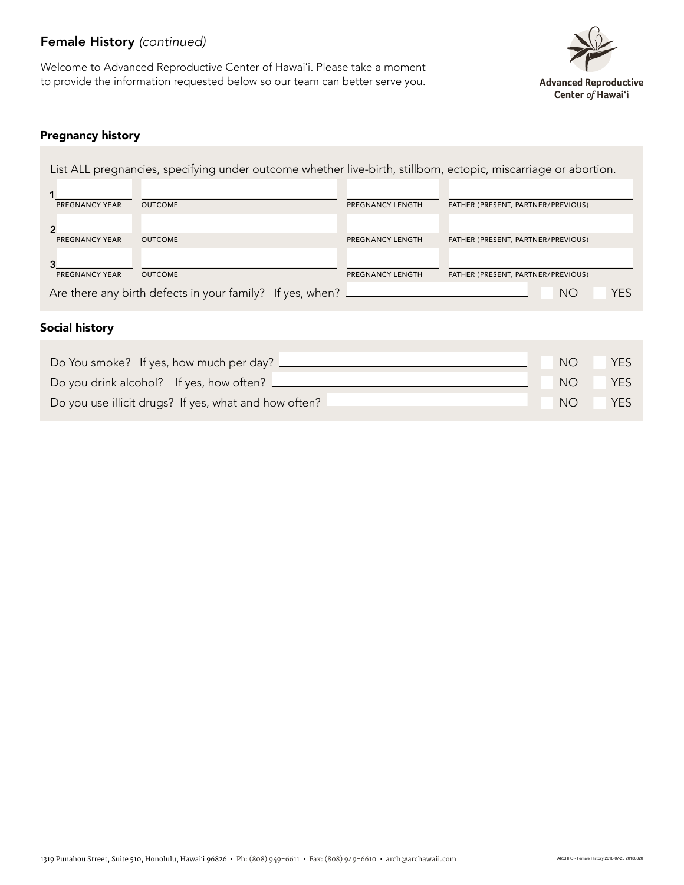## Female History *(continued)*

Welcome to Advanced Reproductive Center of Hawaiʻi. Please take a moment to provide the information requested below so our team can better serve you.

Advanced Reproductive Center *of* Hawaiʻi

### Pregnancy history

List ALL pregnancies, specifying under outcome whether live-birth, stillborn, ectopic, miscarriage or abortion.

| | PREGNANCY YEAR | OUTCOME | PREGNANCY LENGTH | FATHER (PRESENT, PARTNER/PREVIOUS) |
|---|---|---|---|---|
| 1 | | | | |
| 2 | | | | |
| 3 | | | | |

Are there any birth defects in your family? If yes, when? ______________________ NO YES

### Social history

Do You smoke? If yes, how much per day? ______________________ NO YES

Do you drink alcohol? If yes, how often? ______________________ NO YES

Do you use illicit drugs? If yes, what and how often? ______________________ NO YES

1319 Punahou Street, Suite 510, Honolulu, Hawaiʻi 96826 • Ph: (808) 949-6611 • Fax: (808) 949-6610 • arch@archawaii.com

ARCHFO - Female History 2018-07-25 20180820